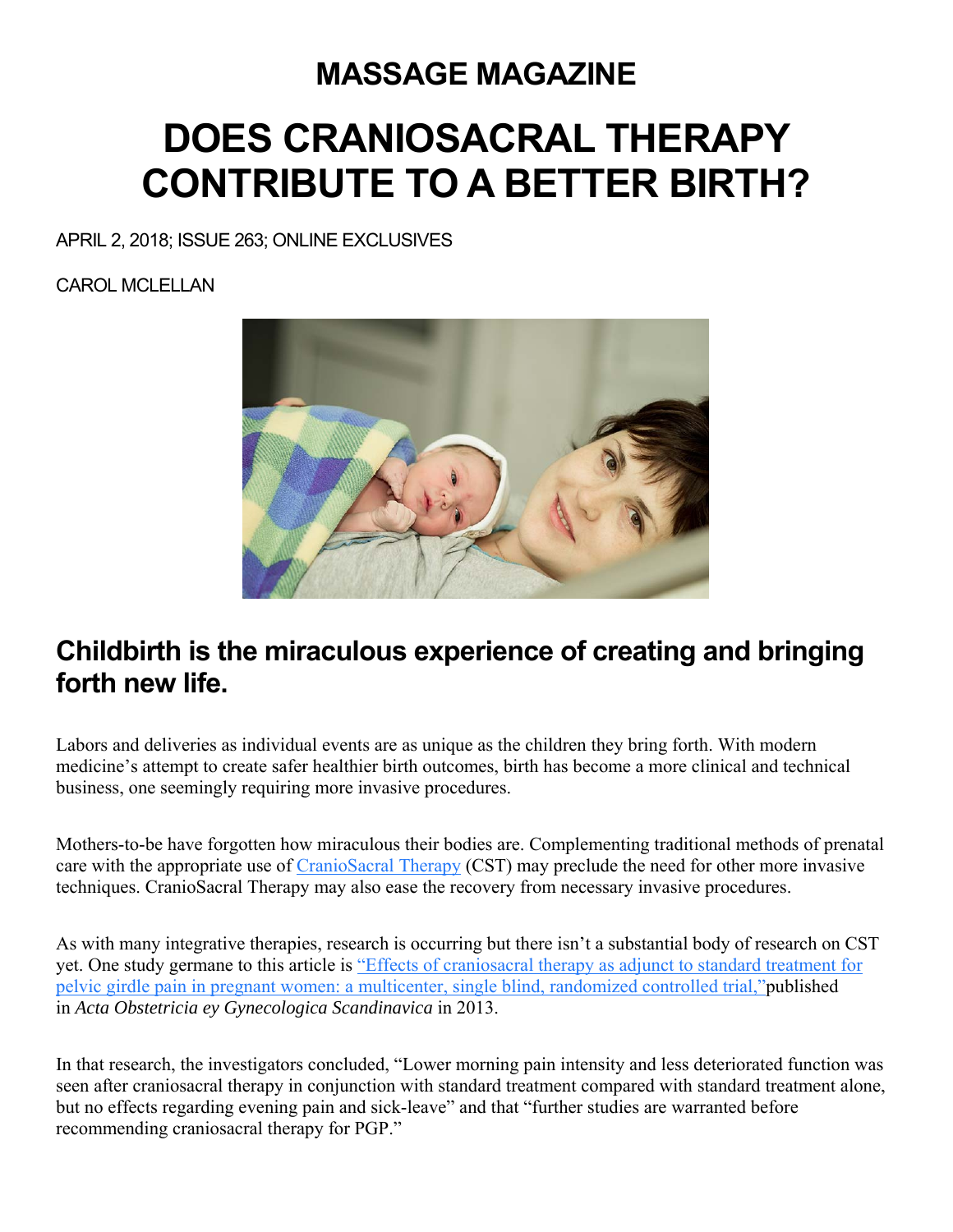# MASSAGE MAGAZINE

# DOES CRANIOSACRAL THERAPY CONTRIBUTE TO A BETTER BIRTH?

APRIL 2, 2018; ISSUE 263; ONLINE EXCLUSIVES

CAROL MCLELLAN

## Childbirth is the miraculous experience of creating and bringing forth new life.

Labors and deliveries as individual events are as unique as the children they bring forth. With modern medicine's attempt to create safer healthier birth outcomes, birth has become a more clinical and technical business, one seemingly requiring more invasive procedures.

Mothers-to-be have forgotten how miraculous their bodies are. Complementing traditional methods of prenatal care with the appropriate use of CranioSacral Therapy (CST) may preclude the need for other more invasive techniques. CranioSacral Therapy may also ease the recovery from necessary invasive procedures.

As with many integrative therapies, research is occurring but there isn't a substantial body of research on CST yet. One study germane to this article is "Effects of craniosacral therapy as adjunct to standard treatment for pelvic girdle pain in pregnant women: a multicenter, single blind, randomized controlled trial,"published in *Acta Obstetricia ey Gynecologica Scandinavica* in 2013.

In that research, the investigators concluded, "Lower morning pain intensity and less deteriorated function was seen after craniosacral therapy in conjunction with standard treatment compared with standard treatment alone, but no effects regarding evening pain and sick-leave" and that "further studies are warranted before recommending craniosacral therapy for PGP."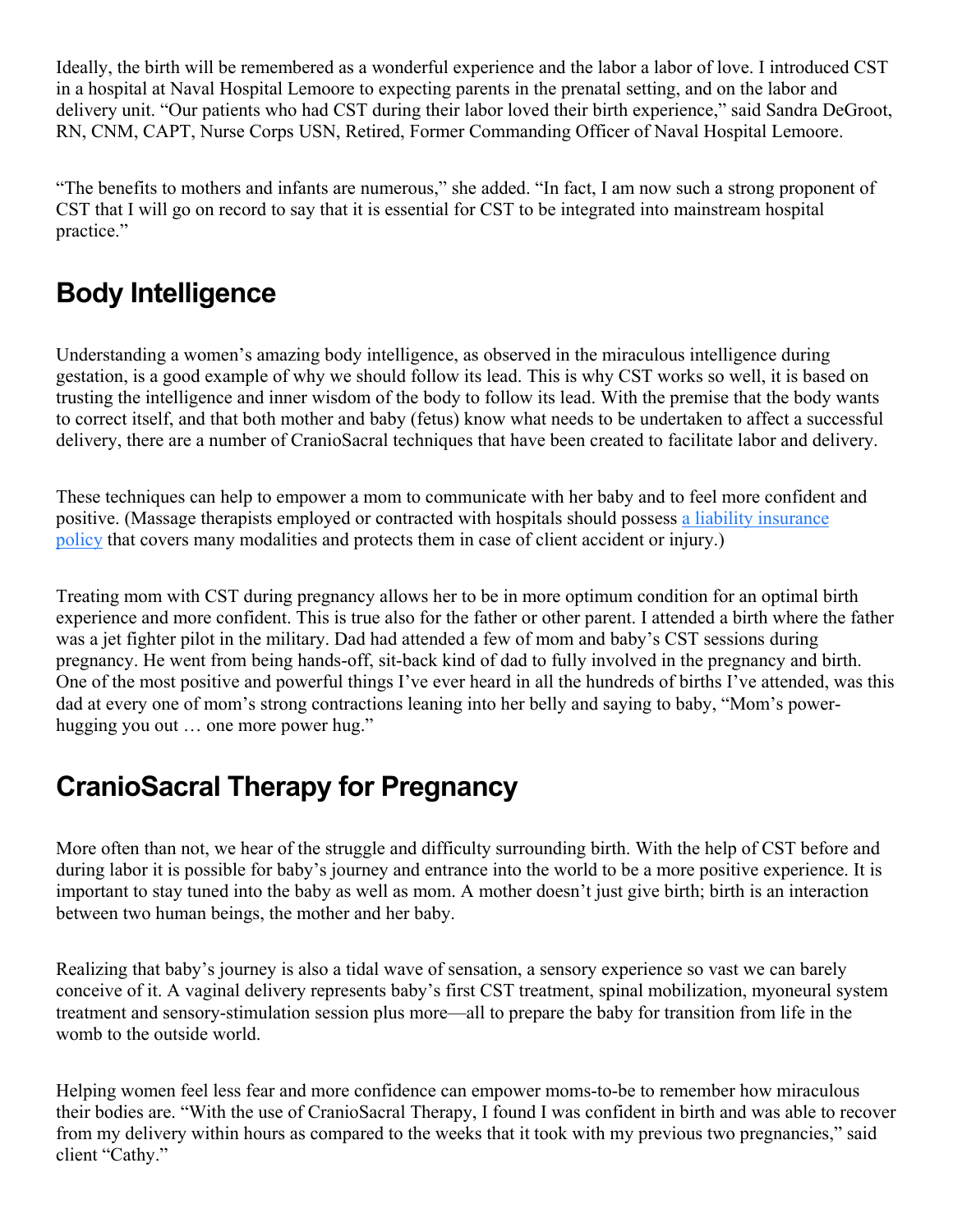Ideally, the birth will be remembered as a wonderful experience and the labor a labor of love. I introduced CST in a hospital at Naval Hospital Lemoore to expecting parents in the prenatal setting, and on the labor and delivery unit. “Our patients who had CST during their labor loved their birth experience,” said Sandra DeGroot, RN, CNM, CAPT, Nurse Corps USN, Retired, Former Commanding Officer of Naval Hospital Lemoore.

“The benefits to mothers and infants are numerous,” she added. “In fact, I am now such a strong proponent of CST that I will go on record to say that it is essential for CST to be integrated into mainstream hospital practice.”

## Body Intelligence

Understanding a women’s amazing body intelligence, as observed in the miraculous intelligence during gestation, is a good example of why we should follow its lead. This is why CST works so well, it is based on trusting the intelligence and inner wisdom of the body to follow its lead. With the premise that the body wants to correct itself, and that both mother and baby (fetus) know what needs to be undertaken to affect a successful delivery, there are a number of CranioSacral techniques that have been created to facilitate labor and delivery.

These techniques can help to empower a mom to communicate with her baby and to feel more confident and positive. (Massage therapists employed or contracted with hospitals should possess a liability insurance policy that covers many modalities and protects them in case of client accident or injury.)

Treating mom with CST during pregnancy allows her to be in more optimum condition for an optimal birth experience and more confident. This is true also for the father or other parent. I attended a birth where the father was a jet fighter pilot in the military. Dad had attended a few of mom and baby’s CST sessions during pregnancy. He went from being hands-off, sit-back kind of dad to fully involved in the pregnancy and birth. One of the most positive and powerful things I’ve ever heard in all the hundreds of births I’ve attended, was this dad at every one of mom’s strong contractions leaning into her belly and saying to baby, “Mom’s power-hugging you out … one more power hug.”

## CranioSacral Therapy for Pregnancy

More often than not, we hear of the struggle and difficulty surrounding birth. With the help of CST before and during labor it is possible for baby’s journey and entrance into the world to be a more positive experience. It is important to stay tuned into the baby as well as mom. A mother doesn’t just give birth; birth is an interaction between two human beings, the mother and her baby.

Realizing that baby’s journey is also a tidal wave of sensation, a sensory experience so vast we can barely conceive of it. A vaginal delivery represents baby’s first CST treatment, spinal mobilization, myoneural system treatment and sensory-stimulation session plus more—all to prepare the baby for transition from life in the womb to the outside world.

Helping women feel less fear and more confidence can empower moms-to-be to remember how miraculous their bodies are. “With the use of CranioSacral Therapy, I found I was confident in birth and was able to recover from my delivery within hours as compared to the weeks that it took with my previous two pregnancies,” said client “Cathy.”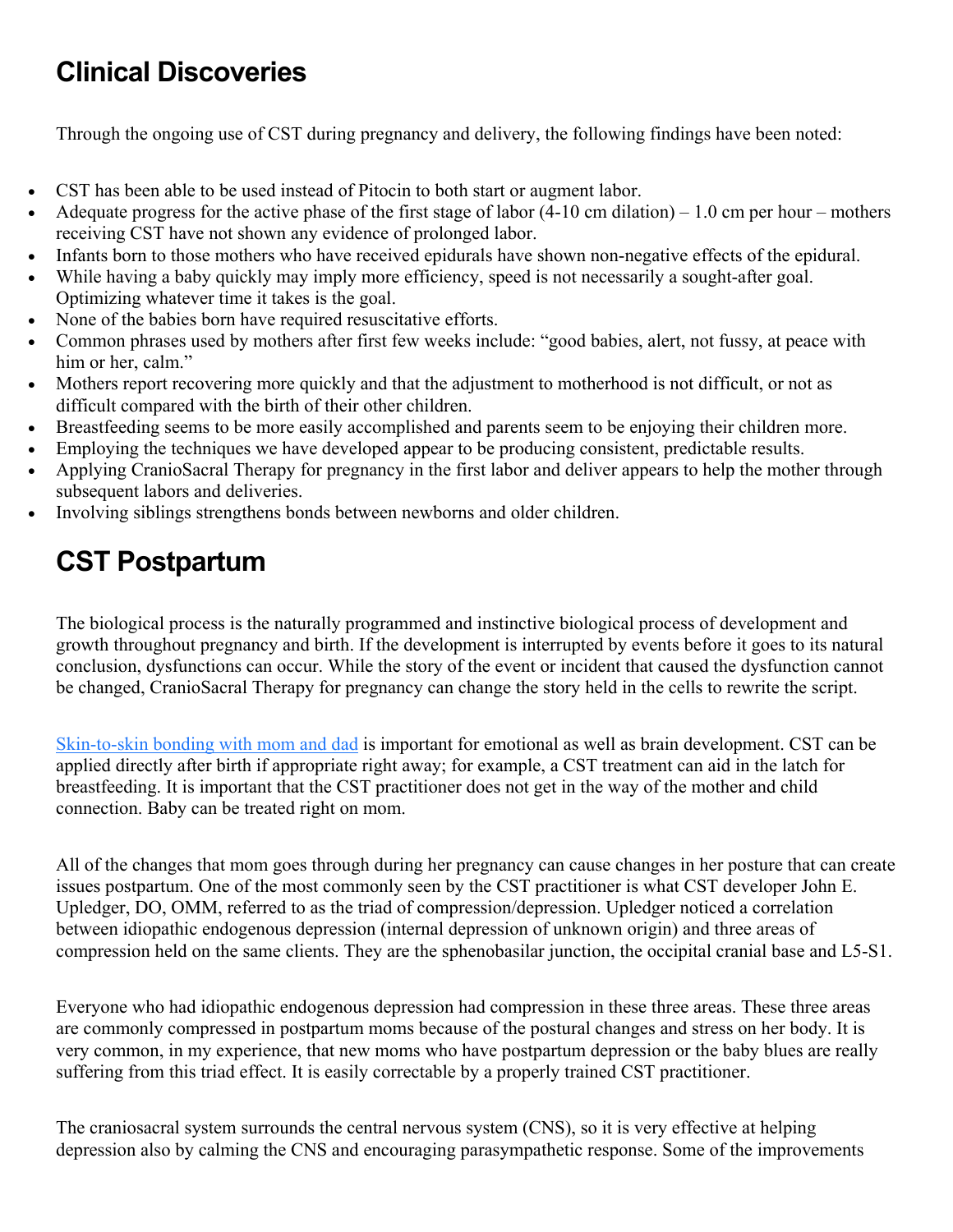## Clinical Discoveries

Through the ongoing use of CST during pregnancy and delivery, the following findings have been noted:

- CST has been able to be used instead of Pitocin to both start or augment labor.
- Adequate progress for the active phase of the first stage of labor (4-10 cm dilation) – 1.0 cm per hour – mothers receiving CST have not shown any evidence of prolonged labor.
- Infants born to those mothers who have received epidurals have shown non-negative effects of the epidural.
- While having a baby quickly may imply more efficiency, speed is not necessarily a sought-after goal. Optimizing whatever time it takes is the goal.
- None of the babies born have required resuscitative efforts.
- Common phrases used by mothers after first few weeks include: "good babies, alert, not fussy, at peace with him or her, calm."
- Mothers report recovering more quickly and that the adjustment to motherhood is not difficult, or not as difficult compared with the birth of their other children.
- Breastfeeding seems to be more easily accomplished and parents seem to be enjoying their children more.
- Employing the techniques we have developed appear to be producing consistent, predictable results.
- Applying CranioSacral Therapy for pregnancy in the first labor and deliver appears to help the mother through subsequent labors and deliveries.
- Involving siblings strengthens bonds between newborns and older children.

## CST Postpartum

The biological process is the naturally programmed and instinctive biological process of development and growth throughout pregnancy and birth. If the development is interrupted by events before it goes to its natural conclusion, dysfunctions can occur. While the story of the event or incident that caused the dysfunction cannot be changed, CranioSacral Therapy for pregnancy can change the story held in the cells to rewrite the script.

Skin-to-skin bonding with mom and dad is important for emotional as well as brain development. CST can be applied directly after birth if appropriate right away; for example, a CST treatment can aid in the latch for breastfeeding. It is important that the CST practitioner does not get in the way of the mother and child connection. Baby can be treated right on mom.

All of the changes that mom goes through during her pregnancy can cause changes in her posture that can create issues postpartum. One of the most commonly seen by the CST practitioner is what CST developer John E. Upledger, DO, OMM, referred to as the triad of compression/depression. Upledger noticed a correlation between idiopathic endogenous depression (internal depression of unknown origin) and three areas of compression held on the same clients. They are the sphenobasilar junction, the occipital cranial base and L5-S1.

Everyone who had idiopathic endogenous depression had compression in these three areas. These three areas are commonly compressed in postpartum moms because of the postural changes and stress on her body. It is very common, in my experience, that new moms who have postpartum depression or the baby blues are really suffering from this triad effect. It is easily correctable by a properly trained CST practitioner.

The craniosacral system surrounds the central nervous system (CNS), so it is very effective at helping depression also by calming the CNS and encouraging parasympathetic response. Some of the improvements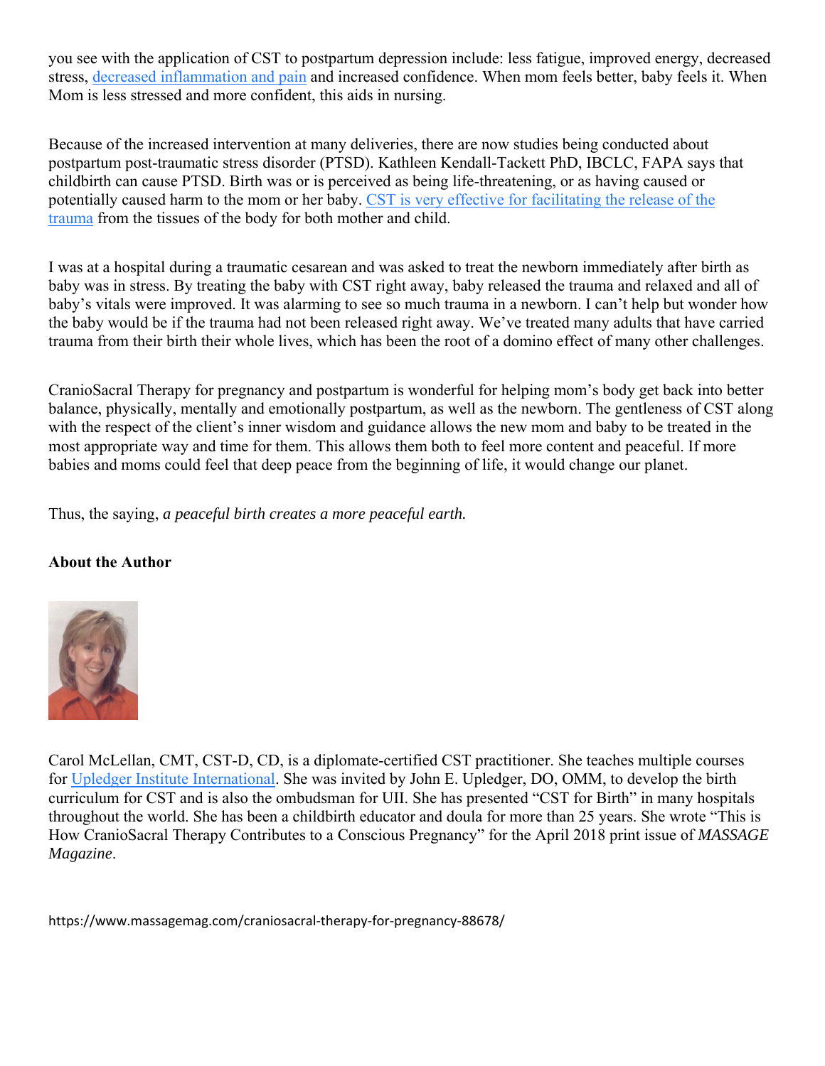you see with the application of CST to postpartum depression include: less fatigue, improved energy, decreased stress, [decreased inflammation and pain](#) and increased confidence. When mom feels better, baby feels it. When Mom is less stressed and more confident, this aids in nursing.

Because of the increased intervention at many deliveries, there are now studies being conducted about postpartum post-traumatic stress disorder (PTSD). Kathleen Kendall-Tackett PhD, IBCLC, FAPA says that childbirth can cause PTSD. Birth was or is perceived as being life-threatening, or as having caused or potentially caused harm to the mom or her baby. [CST is very effective for facilitating the release of the trauma](#) from the tissues of the body for both mother and child.

I was at a hospital during a traumatic cesarean and was asked to treat the newborn immediately after birth as baby was in stress. By treating the baby with CST right away, baby released the trauma and relaxed and all of baby's vitals were improved. It was alarming to see so much trauma in a newborn. I can't help but wonder how the baby would be if the trauma had not been released right away. We've treated many adults that have carried trauma from their birth their whole lives, which has been the root of a domino effect of many other challenges.

CranioSacral Therapy for pregnancy and postpartum is wonderful for helping mom's body get back into better balance, physically, mentally and emotionally postpartum, as well as the newborn. The gentleness of CST along with the respect of the client's inner wisdom and guidance allows the new mom and baby to be treated in the most appropriate way and time for them. This allows them both to feel more content and peaceful. If more babies and moms could feel that deep peace from the beginning of life, it would change our planet.

Thus, the saying, *a peaceful birth creates a more peaceful earth.*

**About the Author**

Carol McLellan, CMT, CST-D, CD, is a diplomate-certified CST practitioner. She teaches multiple courses for [Upledger Institute International](#). She was invited by John E. Upledger, DO, OMM, to develop the birth curriculum for CST and is also the ombudsman for UII. She has presented "CST for Birth" in many hospitals throughout the world. She has been a childbirth educator and doula for more than 25 years. She wrote "This is How CranioSacral Therapy Contributes to a Conscious Pregnancy" for the April 2018 print issue of *MASSAGE Magazine*.

https://www.massagemag.com/craniosacral-therapy-for-pregnancy-88678/